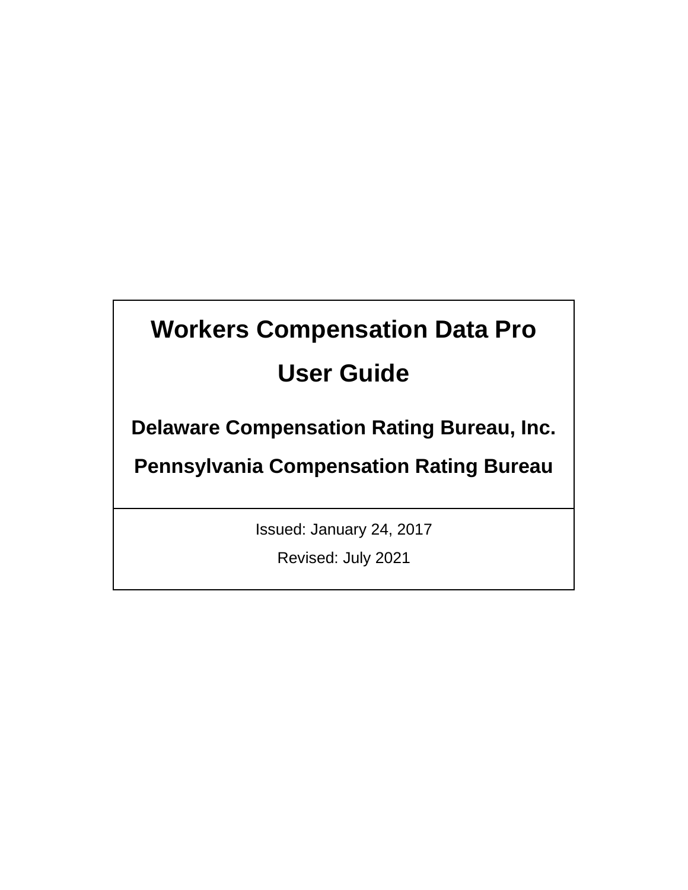# Workers Compensation Data Pro

# User Guide

## Delaware Compensation Rating Bureau, Inc.

## Pennsylvania Compensation Rating Bureau

Issued: January 24, 2017

Revised: July 2021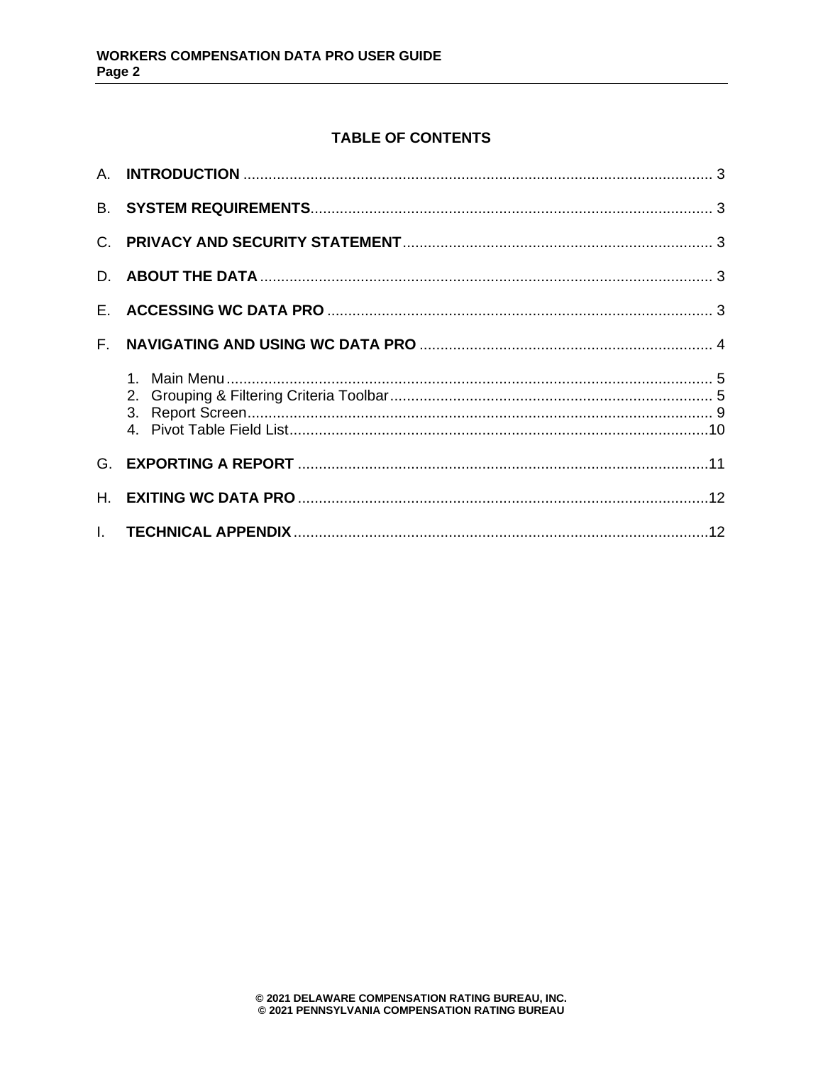## TABLE OF CONTENTS

A. **INTRODUCTION** ........................................................................................................ 3

B. **SYSTEM REQUIREMENTS**........................................................................................ 3

C. **PRIVACY AND SECURITY STATEMENT**................................................................... 3

D. **ABOUT THE DATA** .................................................................................................... 3

E. **ACCESSING WC DATA PRO** ..................................................................................... 3

F. **NAVIGATING AND USING WC DATA PRO** ............................................................... 4

1. Main Menu ................................................................................................................ 5
2. Grouping & Filtering Criteria Toolbar ........................................................................ 5
3. Report Screen ........................................................................................................... 9
4. Pivot Table Field List ............................................................................................... 10

G. **EXPORTING A REPORT** .......................................................................................... 11

H. **EXITING WC DATA PRO** .......................................................................................... 12

I. **TECHNICAL APPENDIX** ............................................................................................ 12

© 2021 DELAWARE COMPENSATION RATING BUREAU, INC.
© 2021 PENNSYLVANIA COMPENSATION RATING BUREAU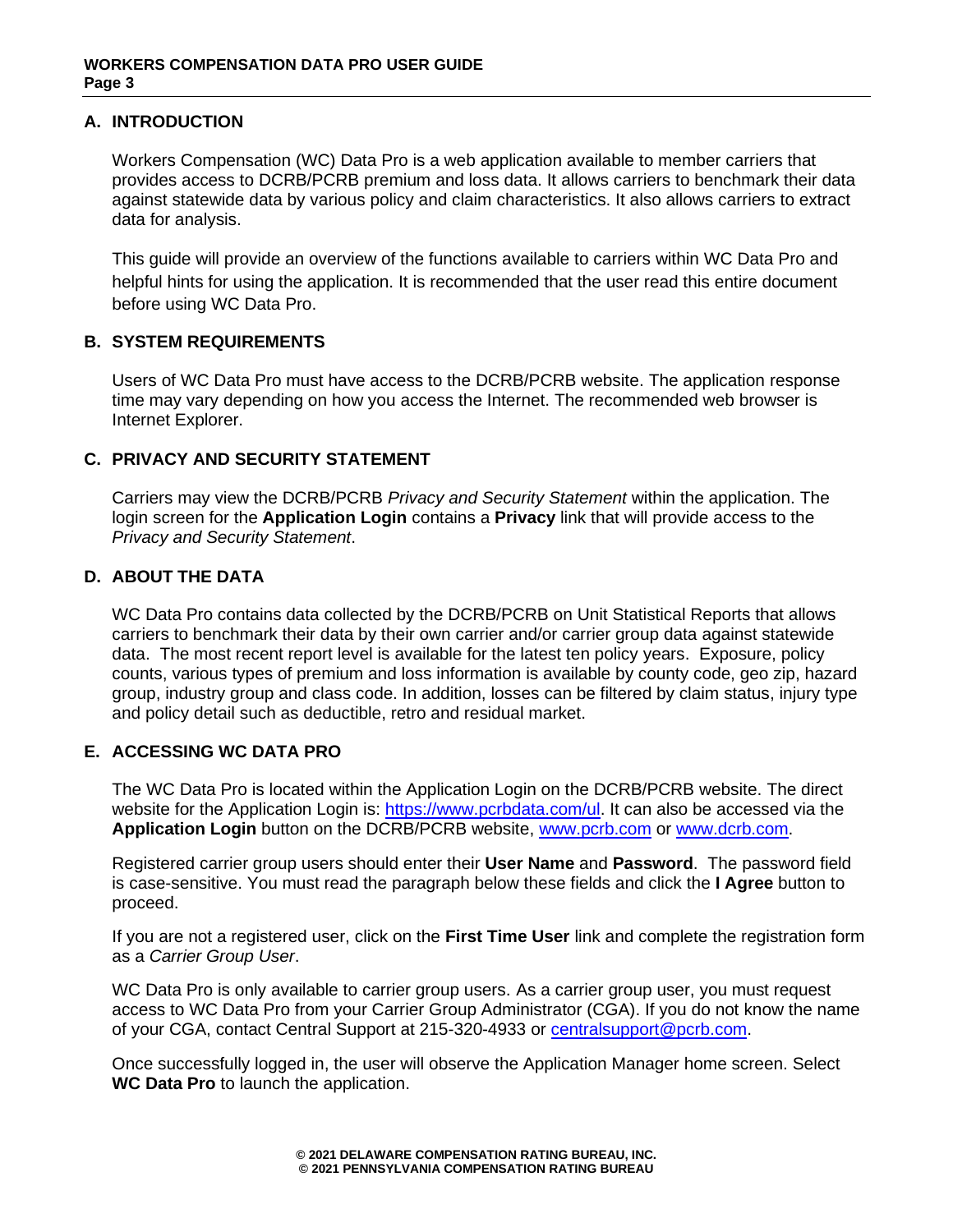## A. INTRODUCTION

Workers Compensation (WC) Data Pro is a web application available to member carriers that provides access to DCRB/PCRB premium and loss data. It allows carriers to benchmark their data against statewide data by various policy and claim characteristics. It also allows carriers to extract data for analysis.

This guide will provide an overview of the functions available to carriers within WC Data Pro and helpful hints for using the application. It is recommended that the user read this entire document before using WC Data Pro.

## B. SYSTEM REQUIREMENTS

Users of WC Data Pro must have access to the DCRB/PCRB website. The application response time may vary depending on how you access the Internet. The recommended web browser is Internet Explorer.

## C. PRIVACY AND SECURITY STATEMENT

Carriers may view the DCRB/PCRB *Privacy and Security Statement* within the application. The login screen for the **Application Login** contains a **Privacy** link that will provide access to the *Privacy and Security Statement*.

## D. ABOUT THE DATA

WC Data Pro contains data collected by the DCRB/PCRB on Unit Statistical Reports that allows carriers to benchmark their data by their own carrier and/or carrier group data against statewide data. The most recent report level is available for the latest ten policy years. Exposure, policy counts, various types of premium and loss information is available by county code, geo zip, hazard group, industry group and class code. In addition, losses can be filtered by claim status, injury type and policy detail such as deductible, retro and residual market.

## E. ACCESSING WC DATA PRO

The WC Data Pro is located within the Application Login on the DCRB/PCRB website. The direct website for the Application Login is: https://www.pcrbdata.com/ul. It can also be accessed via the **Application Login** button on the DCRB/PCRB website, www.pcrb.com or www.dcrb.com.

Registered carrier group users should enter their **User Name** and **Password**. The password field is case-sensitive. You must read the paragraph below these fields and click the **I Agree** button to proceed.

If you are not a registered user, click on the **First Time User** link and complete the registration form as a *Carrier Group User*.

WC Data Pro is only available to carrier group users. As a carrier group user, you must request access to WC Data Pro from your Carrier Group Administrator (CGA). If you do not know the name of your CGA, contact Central Support at 215-320-4933 or centralsupport@pcrb.com.

Once successfully logged in, the user will observe the Application Manager home screen. Select **WC Data Pro** to launch the application.

© 2021 DELAWARE COMPENSATION RATING BUREAU, INC.
© 2021 PENNSYLVANIA COMPENSATION RATING BUREAU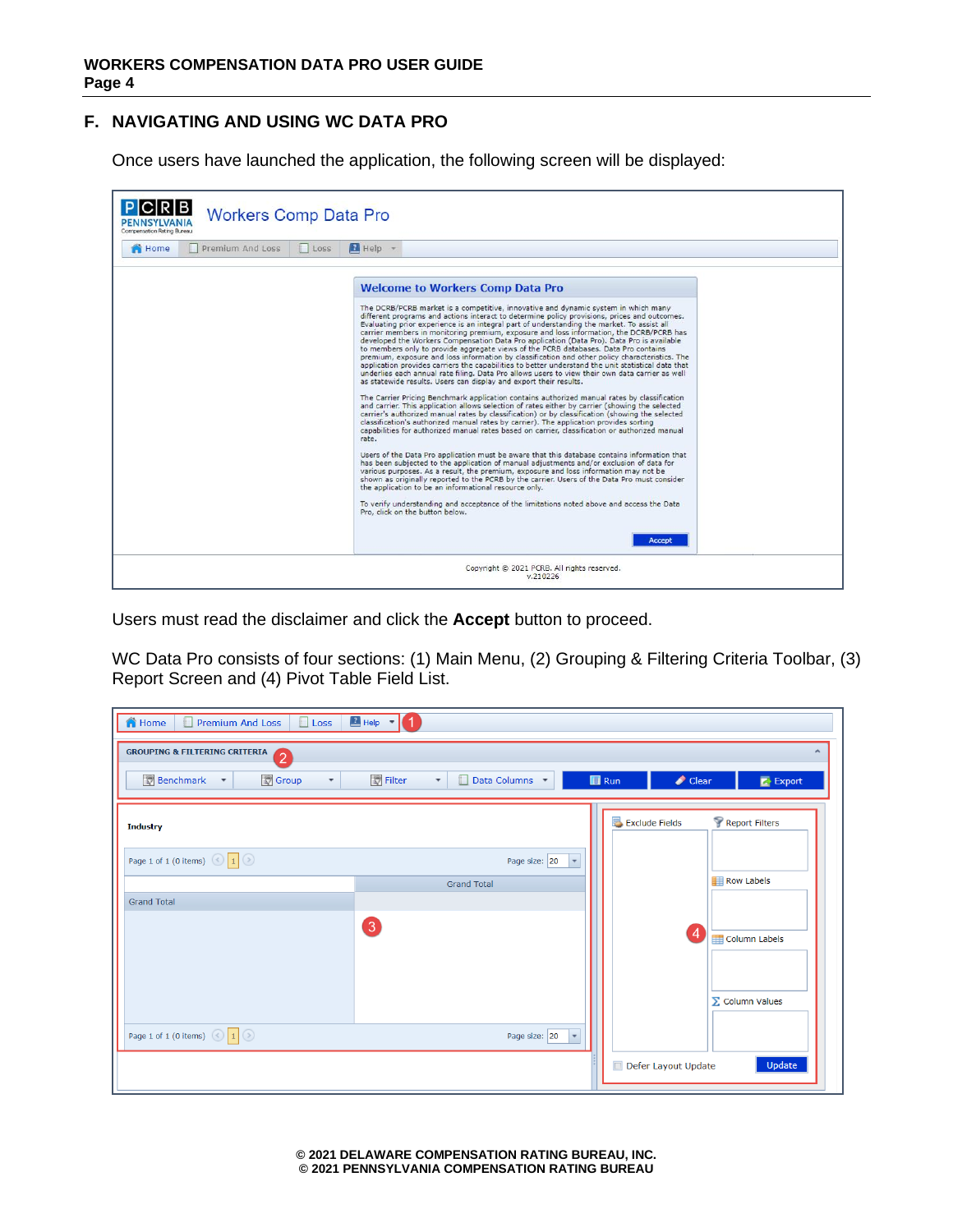## F. NAVIGATING AND USING WC DATA PRO

Once users have launched the application, the following screen will be displayed:

Users must read the disclaimer and click the **Accept** button to proceed.

WC Data Pro consists of four sections: (1) Main Menu, (2) Grouping & Filtering Criteria Toolbar, (3) Report Screen and (4) Pivot Table Field List.

© 2021 DELAWARE COMPENSATION RATING BUREAU, INC.
© 2021 PENNSYLVANIA COMPENSATION RATING BUREAU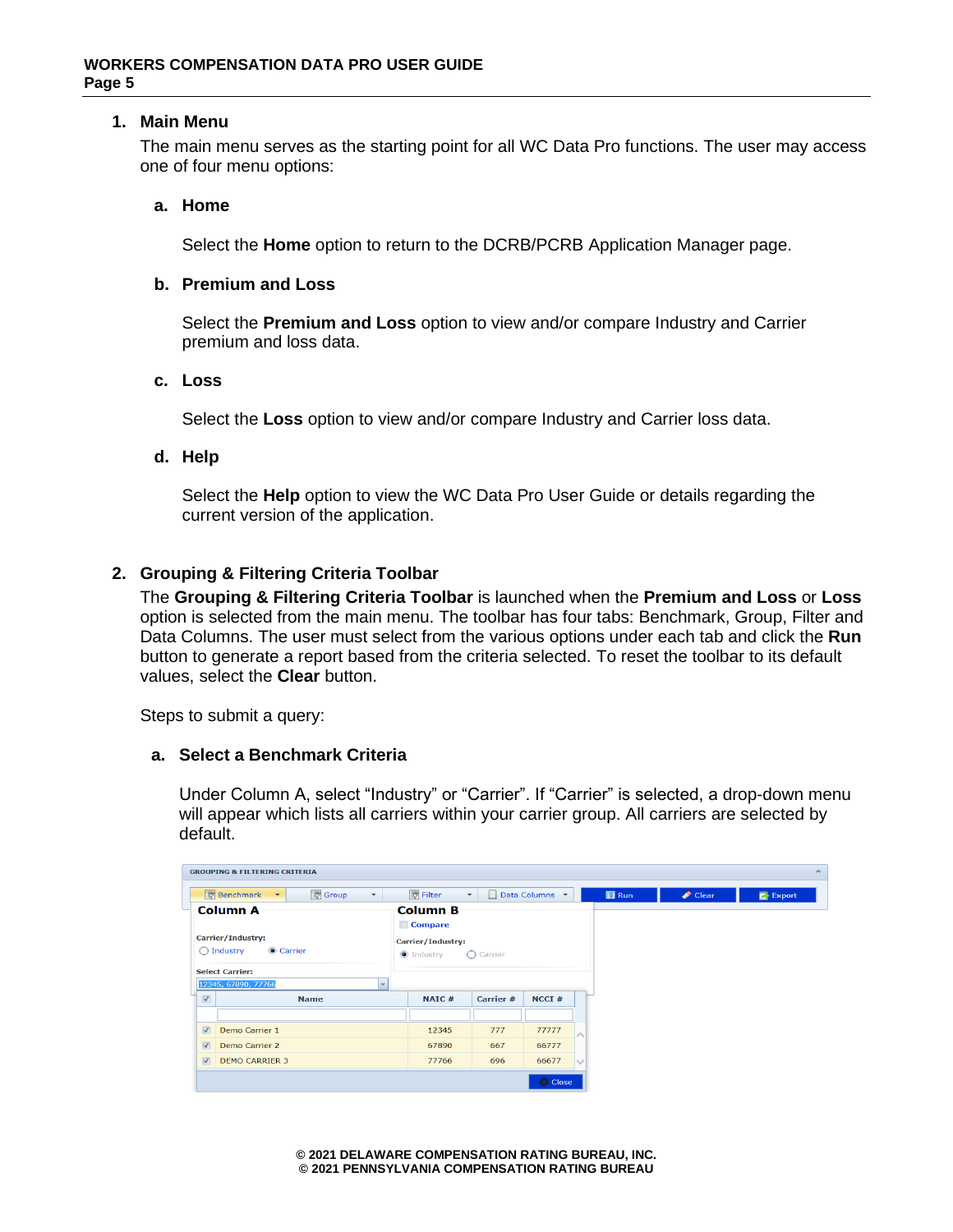## 1. Main Menu

The main menu serves as the starting point for all WC Data Pro functions. The user may access one of four menu options:

### a. Home

Select the **Home** option to return to the DCRB/PCRB Application Manager page.

### b. Premium and Loss

Select the **Premium and Loss** option to view and/or compare Industry and Carrier premium and loss data.

### c. Loss

Select the **Loss** option to view and/or compare Industry and Carrier loss data.

### d. Help

Select the **Help** option to view the WC Data Pro User Guide or details regarding the current version of the application.

## 2. Grouping & Filtering Criteria Toolbar

The **Grouping & Filtering Criteria Toolbar** is launched when the **Premium and Loss** or **Loss** option is selected from the main menu. The toolbar has four tabs: Benchmark, Group, Filter and Data Columns. The user must select from the various options under each tab and click the **Run** button to generate a report based from the criteria selected. To reset the toolbar to its default values, select the **Clear** button.

Steps to submit a query:

### a. Select a Benchmark Criteria

Under Column A, select "Industry" or "Carrier". If "Carrier" is selected, a drop-down menu will appear which lists all carriers within your carrier group. All carriers are selected by default.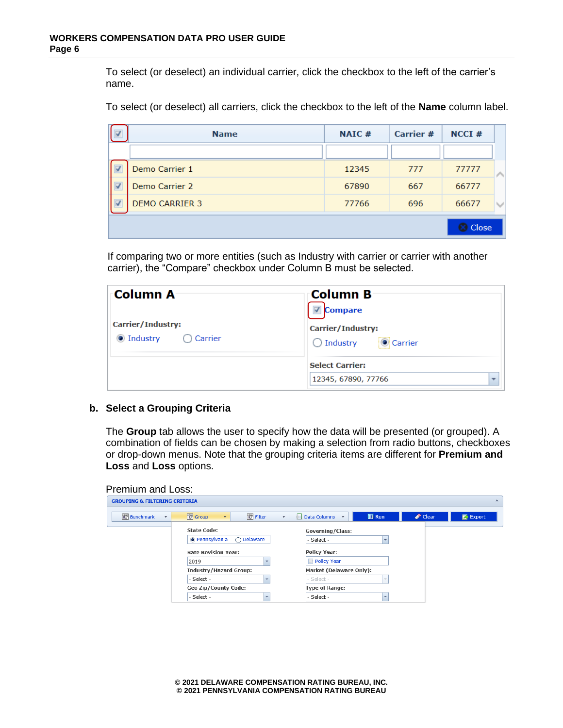To select (or deselect) an individual carrier, click the checkbox to the left of the carrier's name.

To select (or deselect) all carriers, click the checkbox to the left of the **Name** column label.

| ☑ | Name | NAIC # | Carrier # | NCCI # |
|---|---|---|---|---|
| ☑ | Demo Carrier 1 | 12345 | 777 | 77777 |
| ☑ | Demo Carrier 2 | 67890 | 667 | 66777 |
| ☑ | DEMO CARRIER 3 | 77766 | 696 | 66677 |

Close

If comparing two or more entities (such as Industry with carrier or carrier with another carrier), the "Compare" checkbox under Column B must be selected.

**Column A**

Carrier/Industry:
◉ Industry ◯ Carrier

**Column B**

☑ Compare

Carrier/Industry:
◯ Industry ◉ Carrier

Select Carrier:
12345, 67890, 77766

### b. Select a Grouping Criteria

The **Group** tab allows the user to specify how the data will be presented (or grouped). A combination of fields can be chosen by making a selection from radio buttons, checkboxes or drop-down menus. Note that the grouping criteria items are different for **Premium and Loss** and **Loss** options.

Premium and Loss:

GROUPING & FILTERING CRITERIA

Benchmark | Group | Filter | Data Columns | Run | Clear | Export

State Code: ◉ Pennsylvania ◯ Delaware

Governing/Class: - Select -

Rate Revision Year: 2019

Policy Year: ☐ Policy Year

Industry/Hazard Group: - Select -

Market (Delaware Only): - Select -

Geo Zip/County Code: - Select -

Type of Range: - Select -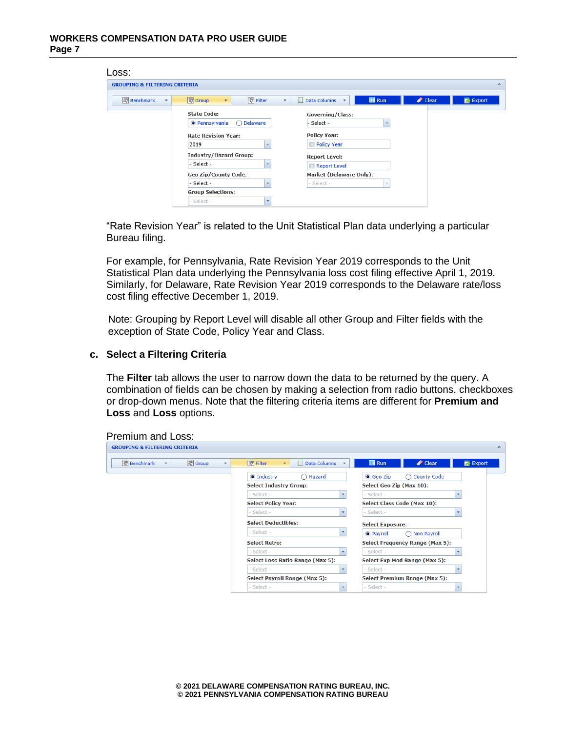Loss:

GROUPING & FILTERING CRITERIA

Benchmark | Group | Filter | Data Columns | Run | Clear | Export

State Code: Pennsylvania / Delaware
Governing/Class: - Select -
Rate Revision Year: 2019
Policy Year: Policy Year
Industry/Hazard Group: - Select -
Report Level: Report Level
Geo Zip/County Code: - Select -
Market (Delaware Only): - Select -
Group Selections: - Select -

"Rate Revision Year" is related to the Unit Statistical Plan data underlying a particular Bureau filing.

For example, for Pennsylvania, Rate Revision Year 2019 corresponds to the Unit Statistical Plan data underlying the Pennsylvania loss cost filing effective April 1, 2019. Similarly, for Delaware, Rate Revision Year 2019 corresponds to the Delaware rate/loss cost filing effective December 1, 2019.

Note: Grouping by Report Level will disable all other Group and Filter fields with the exception of State Code, Policy Year and Class.

### c. Select a Filtering Criteria

The **Filter** tab allows the user to narrow down the data to be returned by the query. A combination of fields can be chosen by making a selection from radio buttons, checkboxes or drop-down menus. Note that the filtering criteria items are different for **Premium and Loss** and **Loss** options.

Premium and Loss:

GROUPING & FILTERING CRITERIA

Benchmark | Group | Filter | Data Columns | Run | Clear | Export

Industry / Hazard
Geo Zip / County Code
Select Industry Group: - Select -
Select Geo Zip (Max 10): - Select -
Select Policy Year: - Select -
Select Class Code (Max 10): - Select -
Select Deductibles: - Select -
Select Exposure: Payroll / Non Payroll
Select Retro: - Select -
Select Frequency Range (Max 5): - Select -
Select Loss Ratio Range (Max 5): - Select -
Select Exp Mod Range (Max 5): - Select -
Select Payroll Range (Max 5): - Select -
Select Premium Range (Max 5): - Select -

© 2021 DELAWARE COMPENSATION RATING BUREAU, INC.
© 2021 PENNSYLVANIA COMPENSATION RATING BUREAU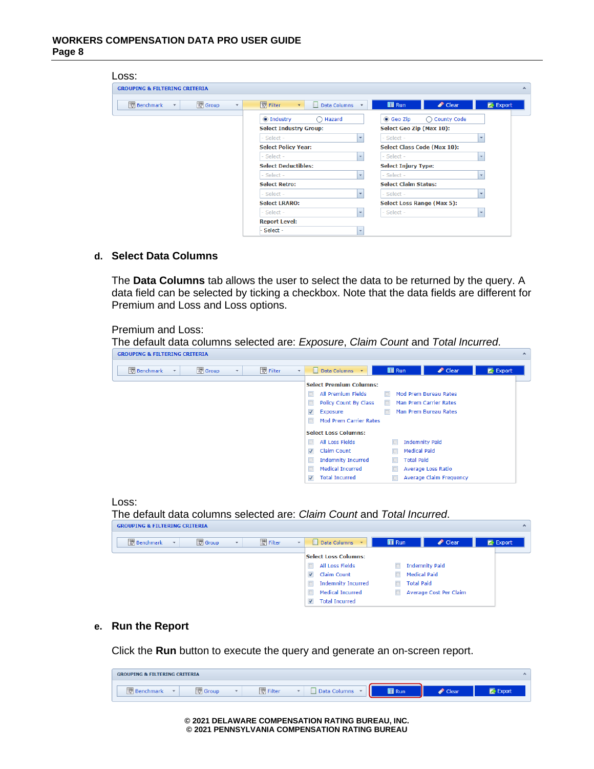Loss:

d. **Select Data Columns**

The **Data Columns** tab allows the user to select the data to be returned by the query. A data field can be selected by ticking a checkbox. Note that the data fields are different for Premium and Loss and Loss options.

Premium and Loss:
The default data columns selected are: *Exposure*, *Claim Count* and *Total Incurred*.

Loss:
The default data columns selected are: *Claim Count* and *Total Incurred*.

e. **Run the Report**

Click the **Run** button to execute the query and generate an on-screen report.

© 2021 DELAWARE COMPENSATION RATING BUREAU, INC.
© 2021 PENNSYLVANIA COMPENSATION RATING BUREAU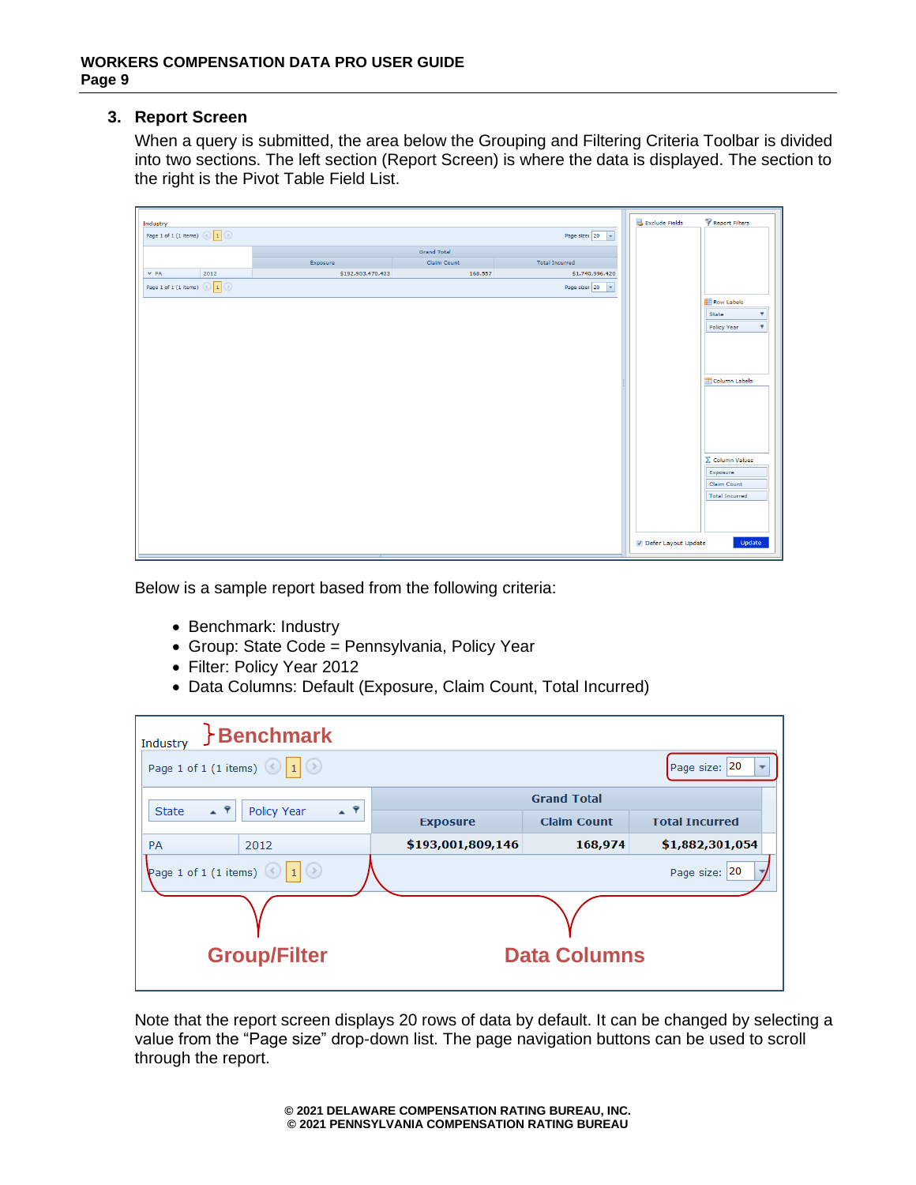## 3. Report Screen

When a query is submitted, the area below the Grouping and Filtering Criteria Toolbar is divided into two sections. The left section (Report Screen) is where the data is displayed. The section to the right is the Pivot Table Field List.

Below is a sample report based from the following criteria:

- Benchmark: Industry
- Group: State Code = Pennsylvania, Policy Year
- Filter: Policy Year 2012
- Data Columns: Default (Exposure, Claim Count, Total Incurred)

Note that the report screen displays 20 rows of data by default. It can be changed by selecting a value from the “Page size” drop-down list. The page navigation buttons can be used to scroll through the report.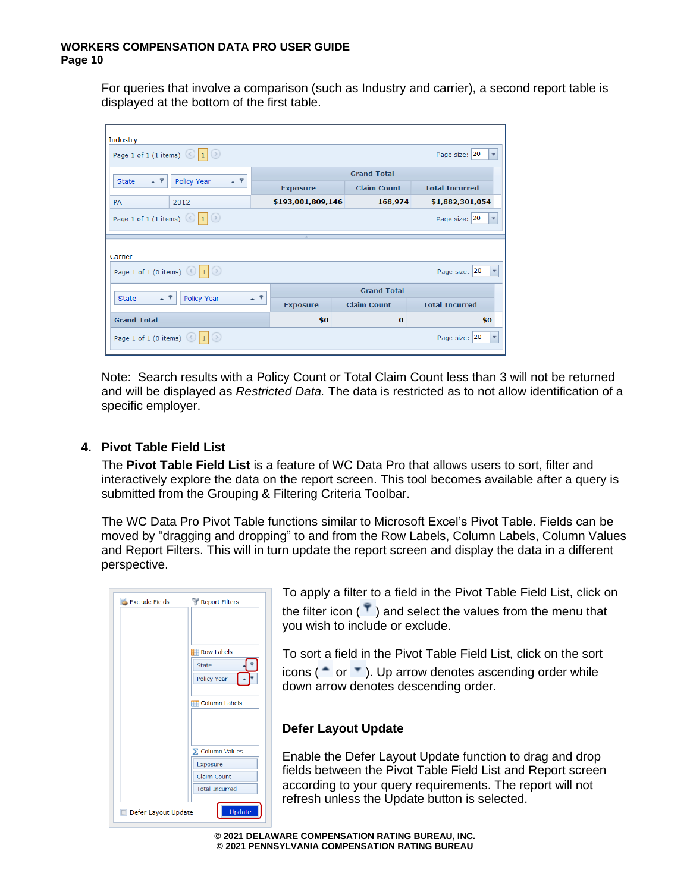For queries that involve a comparison (such as Industry and carrier), a second report table is displayed at the bottom of the first table.

Industry

| State | Policy Year | Exposure | Claim Count | Total Incurred |
|---|---|---|---|---|
| PA | 2012 | $193,001,809,146 | 168,974 | $1,882,301,054 |

Carrier

| State | Policy Year | Exposure | Claim Count | Total Incurred |
|---|---|---|---|---|
| Grand Total | | $0 | 0 | $0 |

Note: Search results with a Policy Count or Total Claim Count less than 3 will not be returned and will be displayed as *Restricted Data.* The data is restricted as to not allow identification of a specific employer.

## 4. Pivot Table Field List

The **Pivot Table Field List** is a feature of WC Data Pro that allows users to sort, filter and interactively explore the data on the report screen. This tool becomes available after a query is submitted from the Grouping & Filtering Criteria Toolbar.

The WC Data Pro Pivot Table functions similar to Microsoft Excel's Pivot Table. Fields can be moved by "dragging and dropping" to and from the Row Labels, Column Labels, Column Values and Report Filters. This will in turn update the report screen and display the data in a different perspective.

To apply a filter to a field in the Pivot Table Field List, click on the filter icon ( ) and select the values from the menu that you wish to include or exclude.

To sort a field in the Pivot Table Field List, click on the sort icons ( or ). Up arrow denotes ascending order while down arrow denotes descending order.

### Defer Layout Update

Enable the Defer Layout Update function to drag and drop fields between the Pivot Table Field List and Report screen according to your query requirements. The report will not refresh unless the Update button is selected.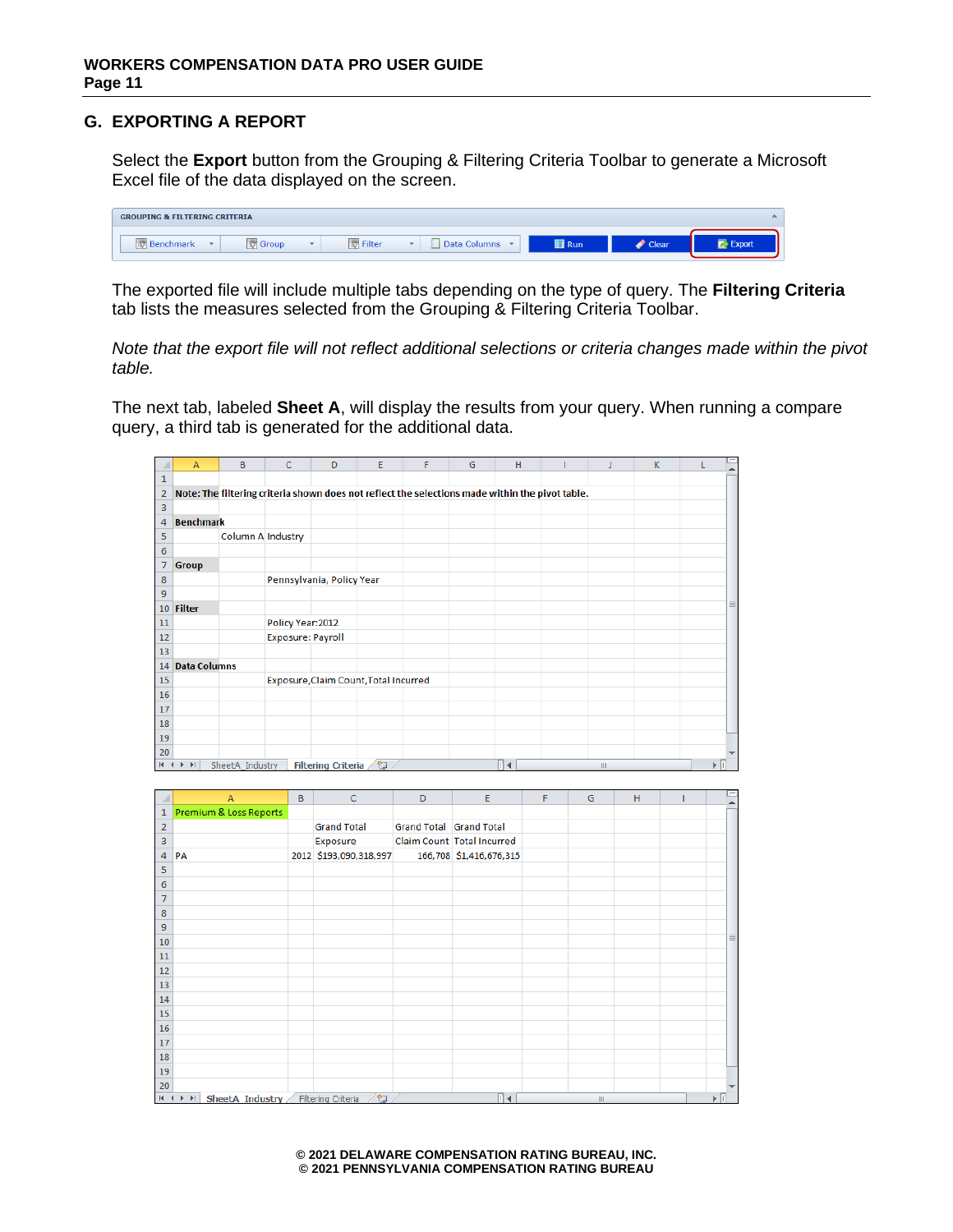## G. EXPORTING A REPORT

Select the **Export** button from the Grouping & Filtering Criteria Toolbar to generate a Microsoft Excel file of the data displayed on the screen.

| GROUPING & FILTERING CRITERIA | | | | | | |
|---|---|---|---|---|---|---|
| Benchmark | Group | Filter | Data Columns | Run | Clear | Export |

The exported file will include multiple tabs depending on the type of query. The **Filtering Criteria** tab lists the measures selected from the Grouping & Filtering Criteria Toolbar.

*Note that the export file will not reflect additional selections or criteria changes made within the pivot table.*

The next tab, labeled **Sheet A**, will display the results from your query. When running a compare query, a third tab is generated for the additional data.

| | A | B | C | D |
|---|---|---|---|---|
| 1 | | | | |
| 2 | **Note: The filtering criteria shown does not reflect the selections made within the pivot table.** | | | |
| 3 | | | | |
| 4 | **Benchmark** | | | |
| 5 | | Column A | Industry | |
| 6 | | | | |
| 7 | **Group** | | | |
| 8 | | | Pennsylvania, Policy Year | |
| 9 | | | | |
| 10 | **Filter** | | | |
| 11 | | | Policy Year:2012 | |
| 12 | | | Exposure: Payroll | |
| 13 | | | | |
| 14 | **Data Columns** | | | |
| 15 | | | Exposure,Claim Count,Total Incurred | |

Tabs: SheetA_Industry | Filtering Criteria

| | A | B | C | D | E |
|---|---|---|---|---|---|
| 1 | Premium & Loss Reports | | | | |
| 2 | | | Grand Total | Grand Total | Grand Total |
| 3 | | | Exposure | Claim Count | Total Incurred |
| 4 | PA | 2012 | $193,090,318,957 | 166,708 | $1,416,676,315 |

Tabs: SheetA_Industry | Filtering Criteria

© 2021 DELAWARE COMPENSATION RATING BUREAU, INC.
© 2021 PENNSYLVANIA COMPENSATION RATING BUREAU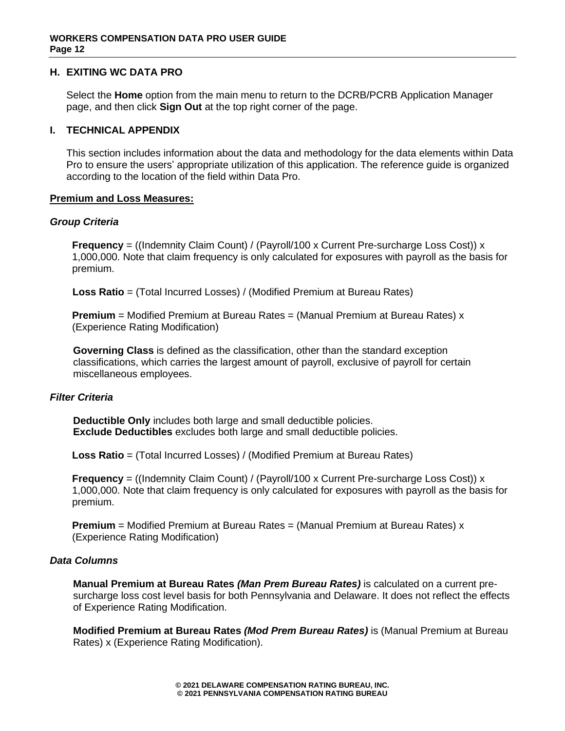## H. EXITING WC DATA PRO

Select the **Home** option from the main menu to return to the DCRB/PCRB Application Manager page, and then click **Sign Out** at the top right corner of the page.

## I. TECHNICAL APPENDIX

This section includes information about the data and methodology for the data elements within Data Pro to ensure the users' appropriate utilization of this application. The reference guide is organized according to the location of the field within Data Pro.

**Premium and Loss Measures:**

### *Group Criteria*

**Frequency** = ((Indemnity Claim Count) / (Payroll/100 x Current Pre-surcharge Loss Cost)) x 1,000,000. Note that claim frequency is only calculated for exposures with payroll as the basis for premium.

**Loss Ratio** = (Total Incurred Losses) / (Modified Premium at Bureau Rates)

**Premium** = Modified Premium at Bureau Rates = (Manual Premium at Bureau Rates) x (Experience Rating Modification)

**Governing Class** is defined as the classification, other than the standard exception classifications, which carries the largest amount of payroll, exclusive of payroll for certain miscellaneous employees.

### *Filter Criteria*

**Deductible Only** includes both large and small deductible policies.
**Exclude Deductibles** excludes both large and small deductible policies.

**Loss Ratio** = (Total Incurred Losses) / (Modified Premium at Bureau Rates)

**Frequency** = ((Indemnity Claim Count) / (Payroll/100 x Current Pre-surcharge Loss Cost)) x 1,000,000. Note that claim frequency is only calculated for exposures with payroll as the basis for premium.

**Premium** = Modified Premium at Bureau Rates = (Manual Premium at Bureau Rates) x (Experience Rating Modification)

### *Data Columns*

**Manual Premium at Bureau Rates *(Man Prem Bureau Rates)*** is calculated on a current pre-surcharge loss cost level basis for both Pennsylvania and Delaware. It does not reflect the effects of Experience Rating Modification.

**Modified Premium at Bureau Rates *(Mod Prem Bureau Rates)*** is (Manual Premium at Bureau Rates) x (Experience Rating Modification).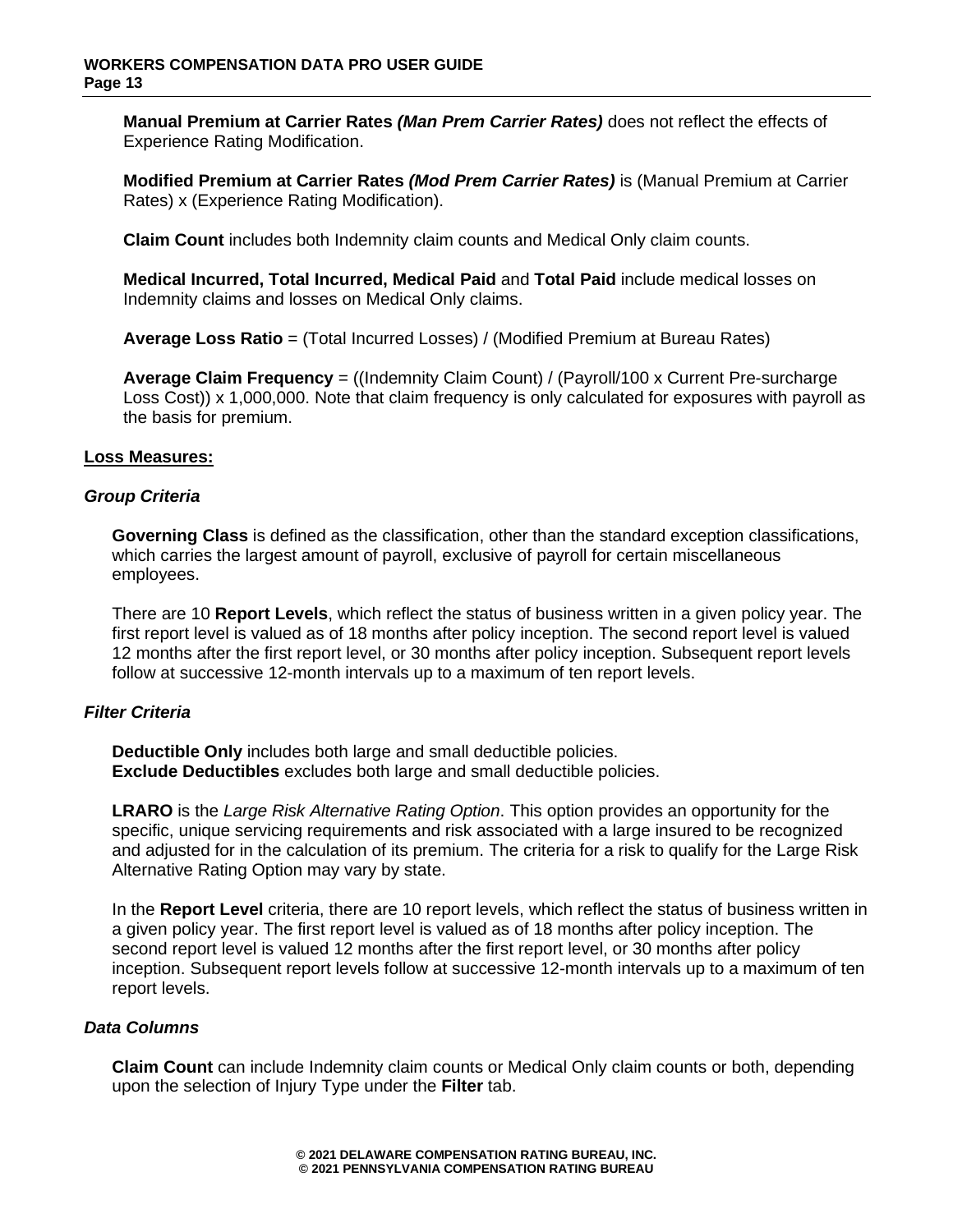**Manual Premium at Carrier Rates *(Man Prem Carrier Rates)*** does not reflect the effects of Experience Rating Modification.

**Modified Premium at Carrier Rates *(Mod Prem Carrier Rates)*** is (Manual Premium at Carrier Rates) x (Experience Rating Modification).

**Claim Count** includes both Indemnity claim counts and Medical Only claim counts.

**Medical Incurred, Total Incurred, Medical Paid** and **Total Paid** include medical losses on Indemnity claims and losses on Medical Only claims.

**Average Loss Ratio** = (Total Incurred Losses) / (Modified Premium at Bureau Rates)

**Average Claim Frequency** = ((Indemnity Claim Count) / (Payroll/100 x Current Pre-surcharge Loss Cost)) x 1,000,000. Note that claim frequency is only calculated for exposures with payroll as the basis for premium.

## Loss Measures:

### *Group Criteria*

**Governing Class** is defined as the classification, other than the standard exception classifications, which carries the largest amount of payroll, exclusive of payroll for certain miscellaneous employees.

There are 10 **Report Levels**, which reflect the status of business written in a given policy year. The first report level is valued as of 18 months after policy inception. The second report level is valued 12 months after the first report level, or 30 months after policy inception. Subsequent report levels follow at successive 12-month intervals up to a maximum of ten report levels.

### *Filter Criteria*

**Deductible Only** includes both large and small deductible policies.
**Exclude Deductibles** excludes both large and small deductible policies.

**LRARO** is the *Large Risk Alternative Rating Option*. This option provides an opportunity for the specific, unique servicing requirements and risk associated with a large insured to be recognized and adjusted for in the calculation of its premium. The criteria for a risk to qualify for the Large Risk Alternative Rating Option may vary by state.

In the **Report Level** criteria, there are 10 report levels, which reflect the status of business written in a given policy year. The first report level is valued as of 18 months after policy inception. The second report level is valued 12 months after the first report level, or 30 months after policy inception. Subsequent report levels follow at successive 12-month intervals up to a maximum of ten report levels.

### *Data Columns*

**Claim Count** can include Indemnity claim counts or Medical Only claim counts or both, depending upon the selection of Injury Type under the **Filter** tab.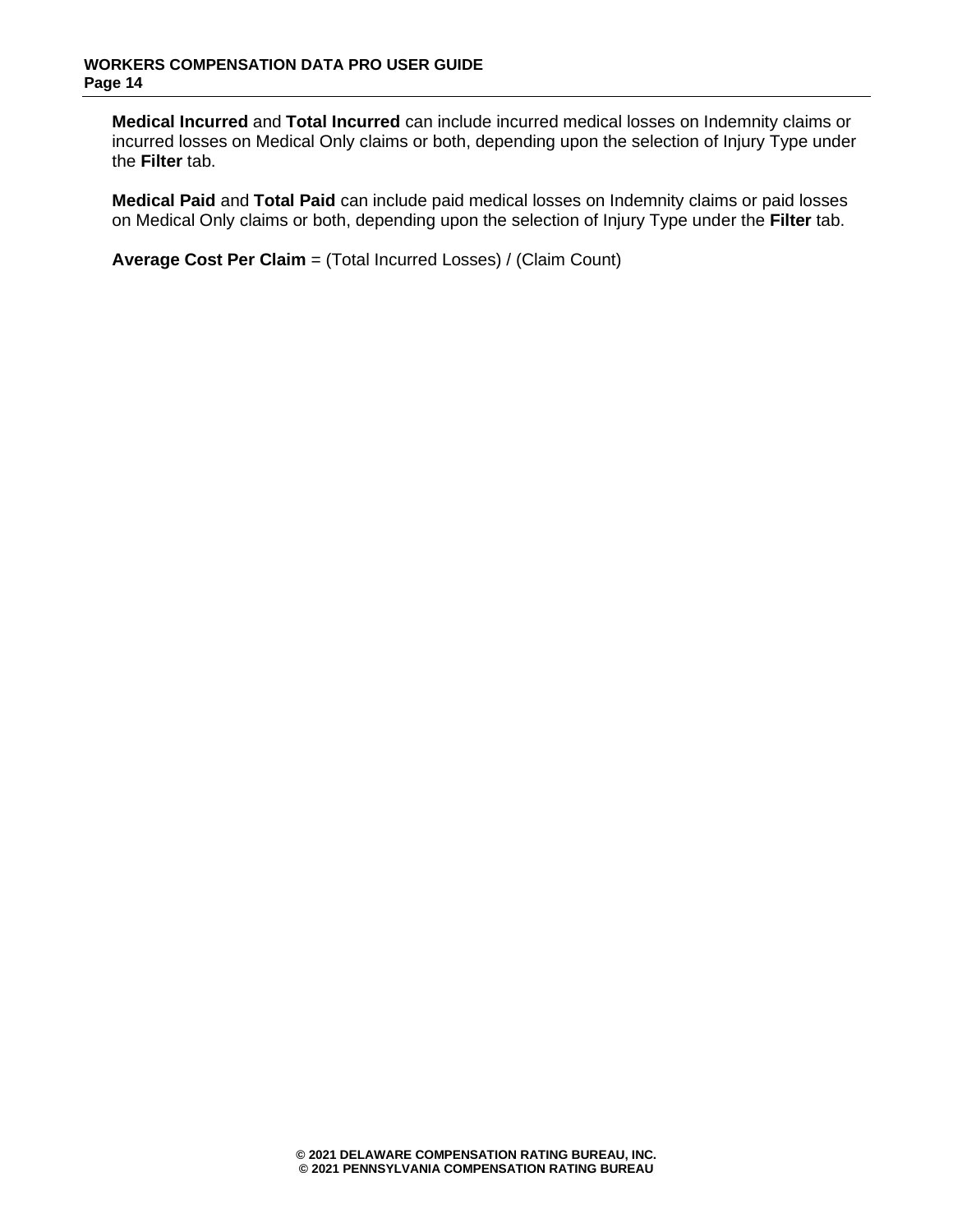**Medical Incurred** and **Total Incurred** can include incurred medical losses on Indemnity claims or incurred losses on Medical Only claims or both, depending upon the selection of Injury Type under the **Filter** tab.

**Medical Paid** and **Total Paid** can include paid medical losses on Indemnity claims or paid losses on Medical Only claims or both, depending upon the selection of Injury Type under the **Filter** tab.

**Average Cost Per Claim** = (Total Incurred Losses) / (Claim Count)